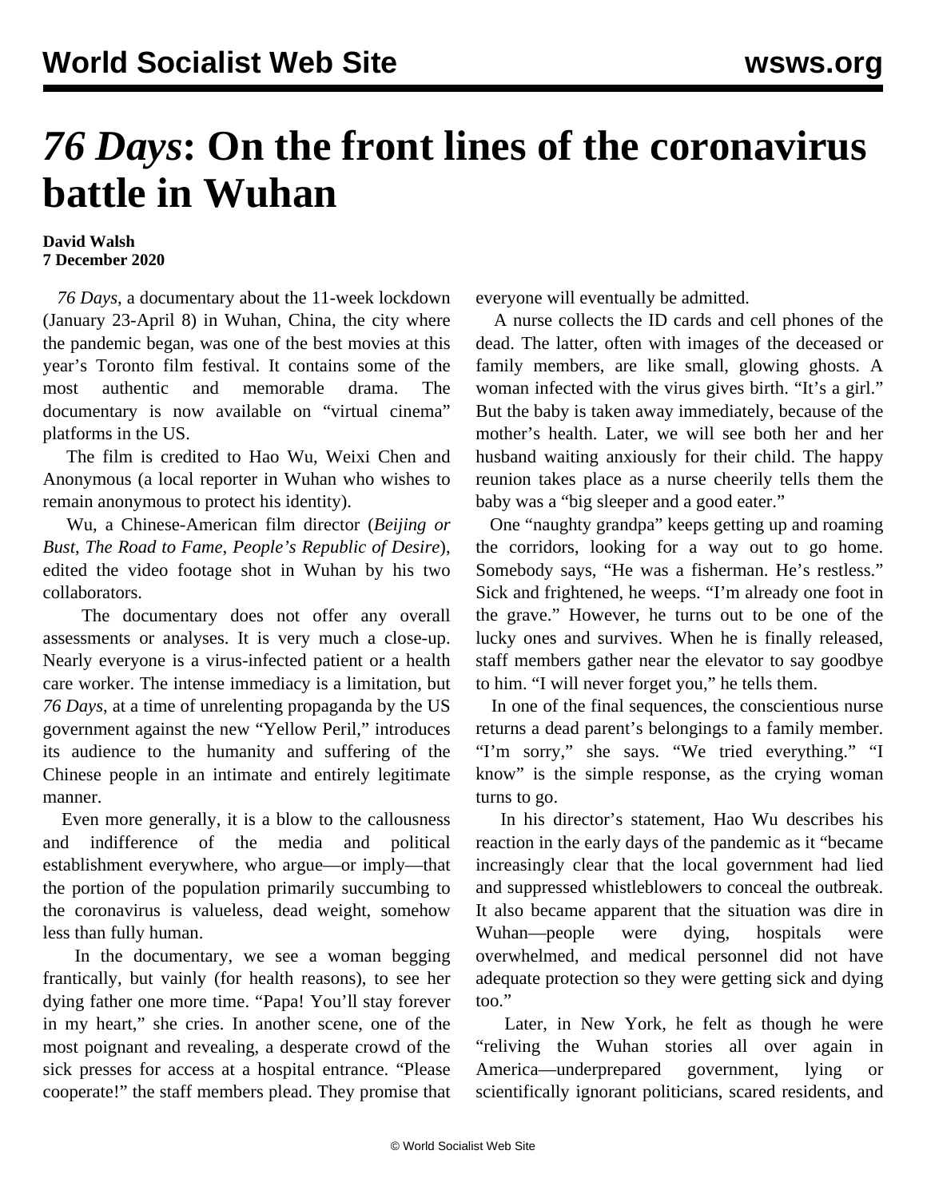# *76 Days*: On the front lines of the coronavirus battle in Wuhan

**David Walsh**
**7 December 2020**

*76 Days*, a documentary about the 11-week lockdown (January 23-April 8) in Wuhan, China, the city where the pandemic began, was one of the best movies at this year's Toronto film festival. It contains some of the most authentic and memorable drama. The documentary is now available on "virtual cinema" platforms in the US.

The film is credited to Hao Wu, Weixi Chen and Anonymous (a local reporter in Wuhan who wishes to remain anonymous to protect his identity).

Wu, a Chinese-American film director (*Beijing or Bust*, *The Road to Fame*, *People's Republic of Desire*), edited the video footage shot in Wuhan by his two collaborators.

The documentary does not offer any overall assessments or analyses. It is very much a close-up. Nearly everyone is a virus-infected patient or a health care worker. The intense immediacy is a limitation, but *76 Days*, at a time of unrelenting propaganda by the US government against the new "Yellow Peril," introduces its audience to the humanity and suffering of the Chinese people in an intimate and entirely legitimate manner.

Even more generally, it is a blow to the callousness and indifference of the media and political establishment everywhere, who argue—or imply—that the portion of the population primarily succumbing to the coronavirus is valueless, dead weight, somehow less than fully human.

In the documentary, we see a woman begging frantically, but vainly (for health reasons), to see her dying father one more time. "Papa! You'll stay forever in my heart," she cries. In another scene, one of the most poignant and revealing, a desperate crowd of the sick presses for access at a hospital entrance. "Please cooperate!" the staff members plead. They promise that everyone will eventually be admitted.

A nurse collects the ID cards and cell phones of the dead. The latter, often with images of the deceased or family members, are like small, glowing ghosts. A woman infected with the virus gives birth. "It's a girl." But the baby is taken away immediately, because of the mother's health. Later, we will see both her and her husband waiting anxiously for their child. The happy reunion takes place as a nurse cheerily tells them the baby was a "big sleeper and a good eater."

One "naughty grandpa" keeps getting up and roaming the corridors, looking for a way out to go home. Somebody says, "He was a fisherman. He's restless." Sick and frightened, he weeps. "I'm already one foot in the grave." However, he turns out to be one of the lucky ones and survives. When he is finally released, staff members gather near the elevator to say goodbye to him. "I will never forget you," he tells them.

In one of the final sequences, the conscientious nurse returns a dead parent's belongings to a family member. "I'm sorry," she says. "We tried everything." "I know" is the simple response, as the crying woman turns to go.

In his director's statement, Hao Wu describes his reaction in the early days of the pandemic as it "became increasingly clear that the local government had lied and suppressed whistleblowers to conceal the outbreak. It also became apparent that the situation was dire in Wuhan—people were dying, hospitals were overwhelmed, and medical personnel did not have adequate protection so they were getting sick and dying too."

Later, in New York, he felt as though he were "reliving the Wuhan stories all over again in America—underprepared government, lying or scientifically ignorant politicians, scared residents, and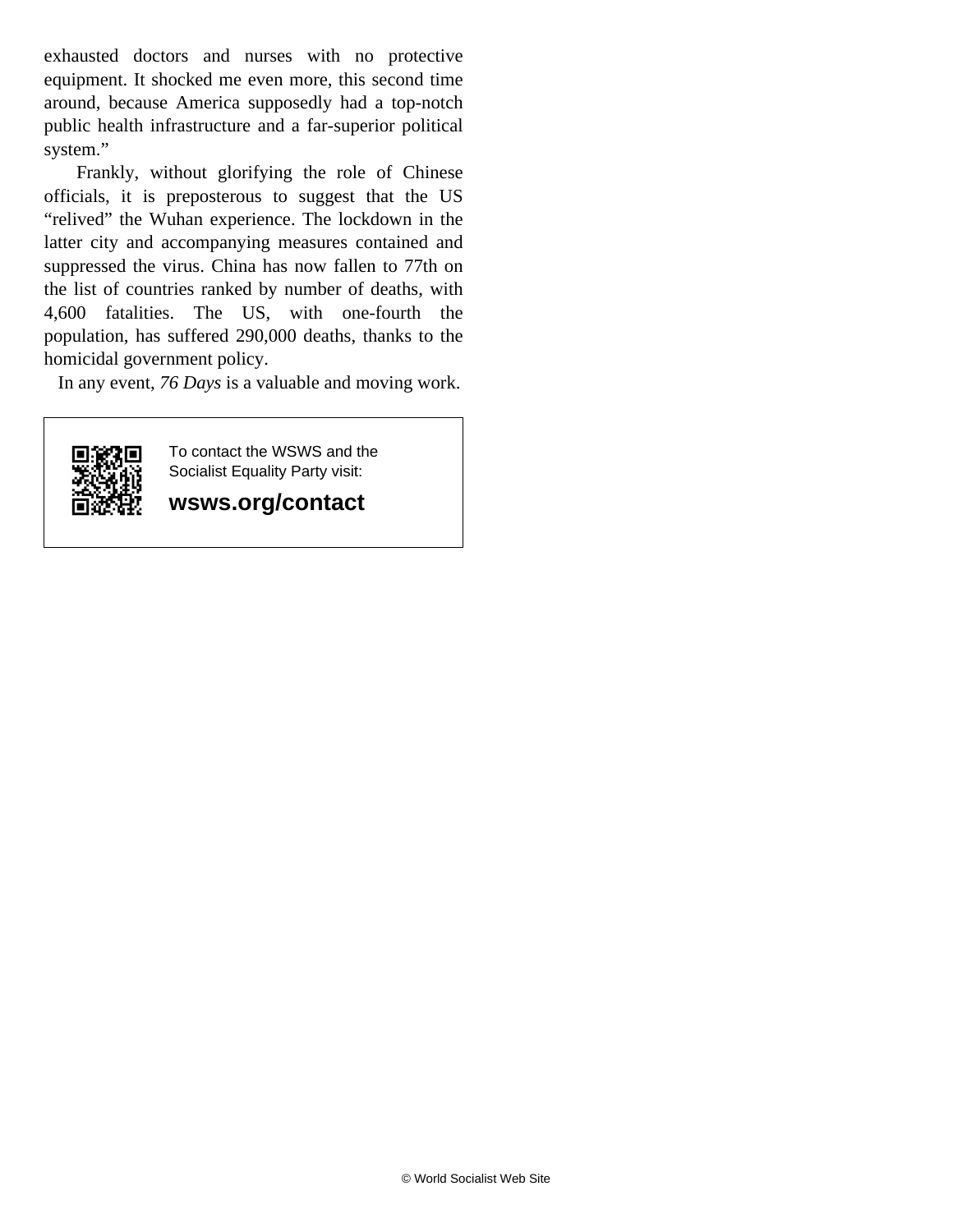exhausted doctors and nurses with no protective equipment. It shocked me even more, this second time around, because America supposedly had a top-notch public health infrastructure and a far-superior political system."

Frankly, without glorifying the role of Chinese officials, it is preposterous to suggest that the US "relived" the Wuhan experience. The lockdown in the latter city and accompanying measures contained and suppressed the virus. China has now fallen to 77th on the list of countries ranked by number of deaths, with 4,600 fatalities. The US, with one-fourth the population, has suffered 290,000 deaths, thanks to the homicidal government policy.

In any event, *76 Days* is a valuable and moving work.

To contact the WSWS and the Socialist Equality Party visit:

**wsws.org/contact**